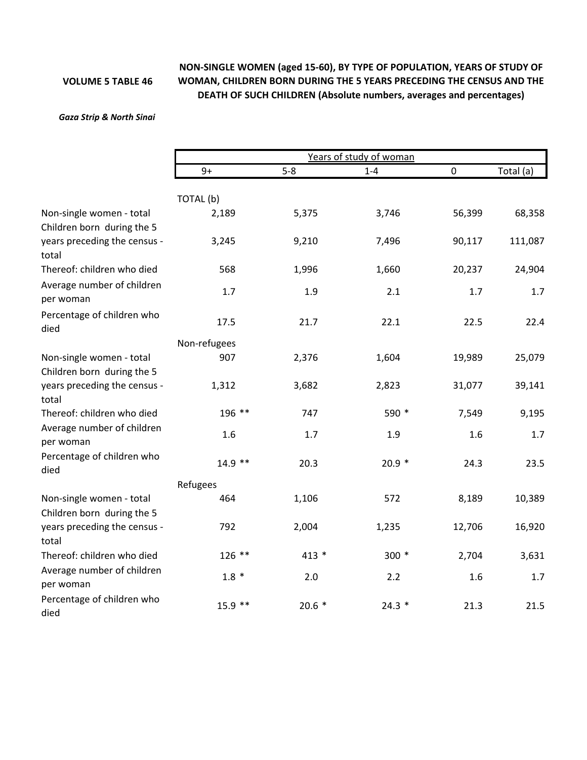**VOLUME 5 TABLE 46**

**NON-SINGLE WOMEN (aged 15-60), BY TYPE OF POPULATION, YEARS OF STUDY OF WOMAN, CHILDREN BORN DURING THE 5 YEARS PRECEDING THE CENSUS AND THE DEATH OF SUCH CHILDREN (Absolute numbers, averages and percentages)**

*Gaza Strip & North Sinai*

| | Years of study of woman | | | | |
|---|---|---|---|---|---|
| | 9+ | 5-8 | 1-4 | 0 | Total (a) |
| TOTAL (b) | | | | | |
| Non-single women - total | 2,189 | 5,375 | 3,746 | 56,399 | 68,358 |
| Children born during the 5 years preceding the census - total | 3,245 | 9,210 | 7,496 | 90,117 | 111,087 |
| Thereof: children who died | 568 | 1,996 | 1,660 | 20,237 | 24,904 |
| Average number of children per woman | 1.7 | 1.9 | 2.1 | 1.7 | 1.7 |
| Percentage of children who died | 17.5 | 21.7 | 22.1 | 22.5 | 22.4 |
| Non-refugees | | | | | |
| Non-single women - total | 907 | 2,376 | 1,604 | 19,989 | 25,079 |
| Children born during the 5 years preceding the census - total | 1,312 | 3,682 | 2,823 | 31,077 | 39,141 |
| Thereof: children who died | 196 ** | 747 | 590 * | 7,549 | 9,195 |
| Average number of children per woman | 1.6 | 1.7 | 1.9 | 1.6 | 1.7 |
| Percentage of children who died | 14.9 ** | 20.3 | 20.9 * | 24.3 | 23.5 |
| Refugees | | | | | |
| Non-single women - total | 464 | 1,106 | 572 | 8,189 | 10,389 |
| Children born during the 5 years preceding the census - total | 792 | 2,004 | 1,235 | 12,706 | 16,920 |
| Thereof: children who died | 126 ** | 413 * | 300 * | 2,704 | 3,631 |
| Average number of children per woman | 1.8 * | 2.0 | 2.2 | 1.6 | 1.7 |
| Percentage of children who died | 15.9 ** | 20.6 * | 24.3 * | 21.3 | 21.5 |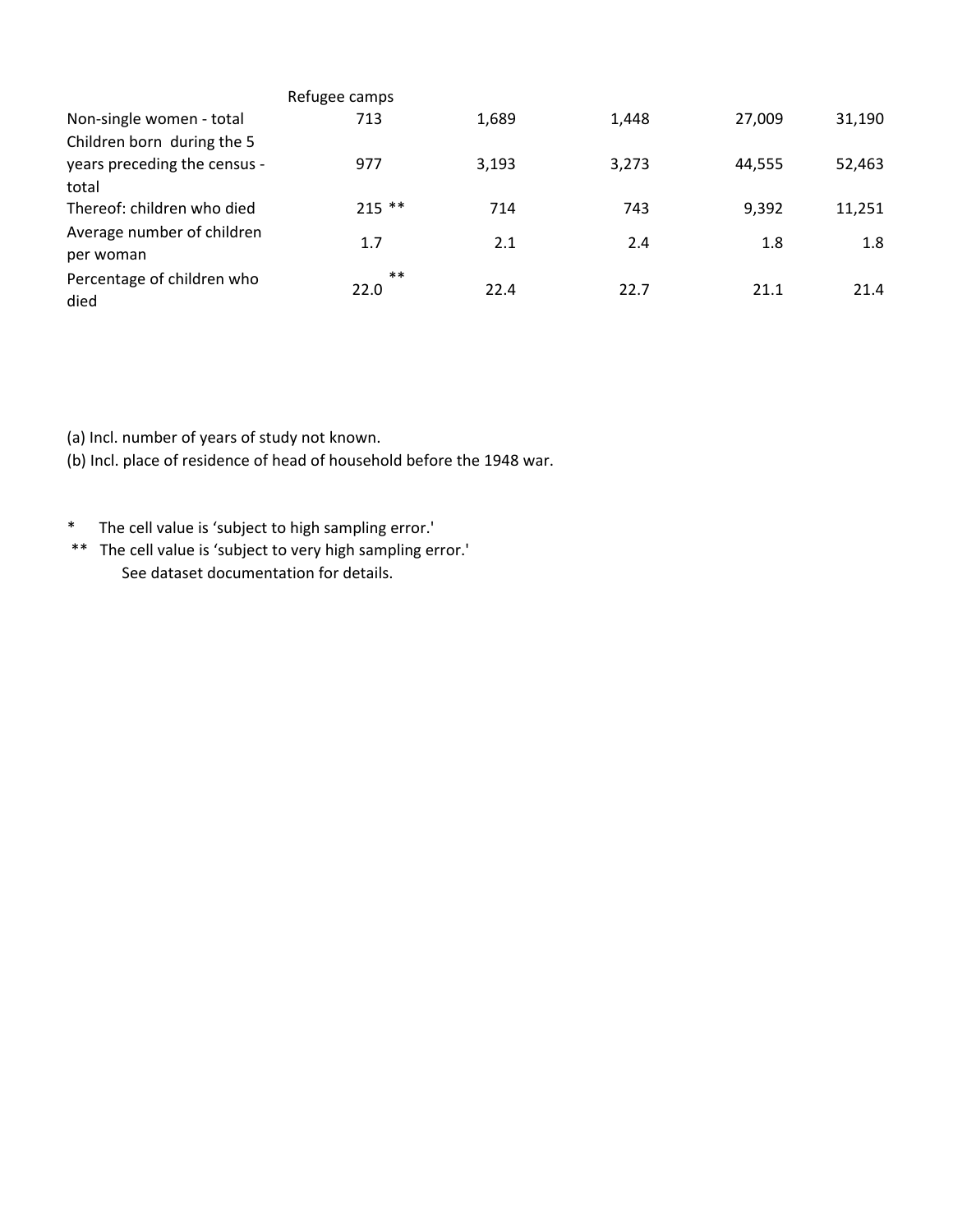| | | | | | |
|---|---|---|---|---|---|
| | Refugee camps | | | | |
| Non-single women - total | 713 | 1,689 | 1,448 | 27,009 | 31,190 |
| Children born during the 5 years preceding the census - total | 977 | 3,193 | 3,273 | 44,555 | 52,463 |
| Thereof: children who died | 215 ** | 714 | 743 | 9,392 | 11,251 |
| Average number of children per woman | 1.7 | 2.1 | 2.4 | 1.8 | 1.8 |
| Percentage of children who died | 22.0 ** | 22.4 | 22.7 | 21.1 | 21.4 |

(a) Incl. number of years of study not known.

(b) Incl. place of residence of head of household before the 1948 war.

* The cell value is 'subject to high sampling error.'

** The cell value is 'subject to very high sampling error.'
See dataset documentation for details.